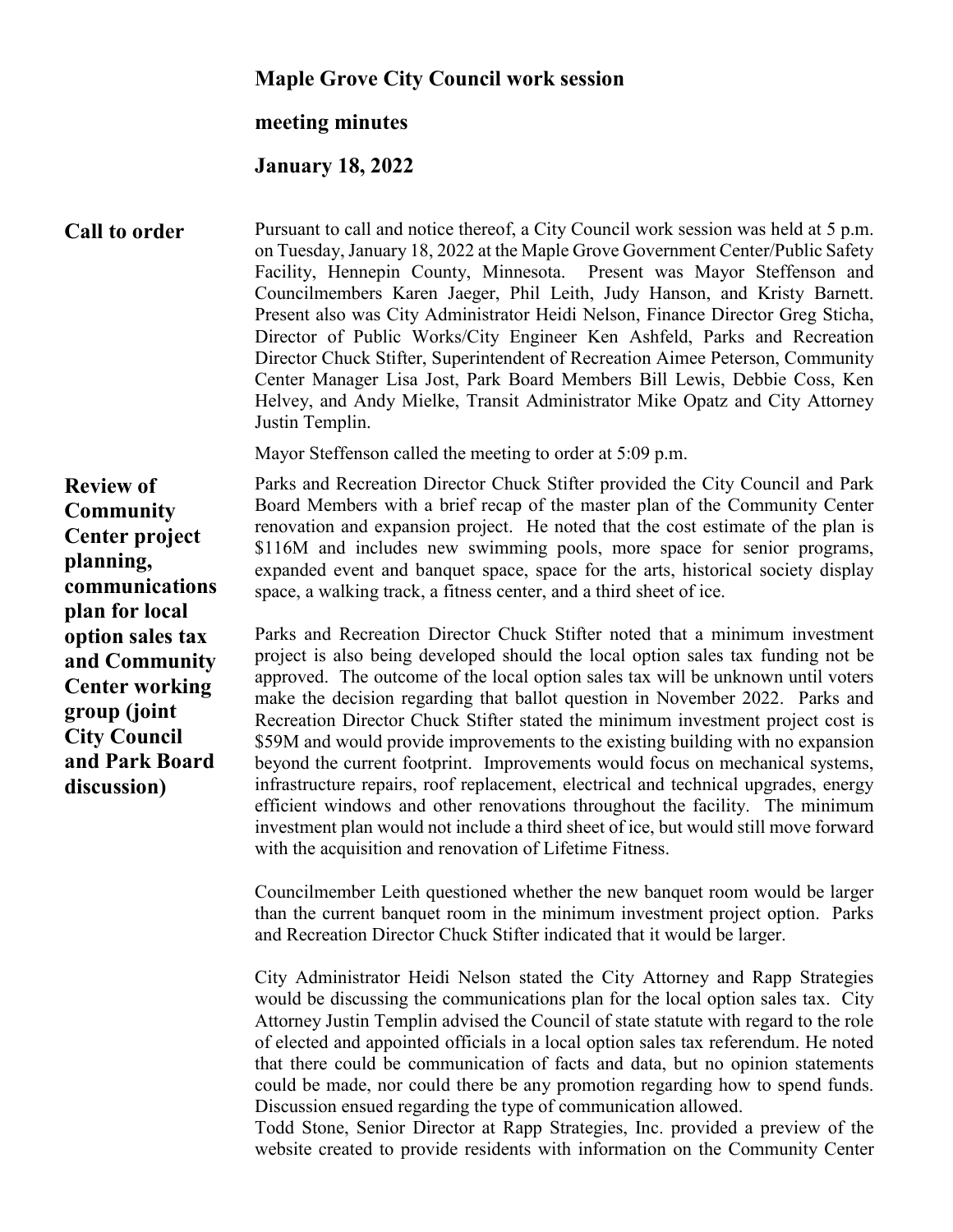# Maple Grove City Council work session

# meeting minutes

# January 18, 2022

## Call to order

Pursuant to call and notice thereof, a City Council work session was held at 5 p.m. on Tuesday, January 18, 2022 at the Maple Grove Government Center/Public Safety Facility, Hennepin County, Minnesota. Present was Mayor Steffenson and Councilmembers Karen Jaeger, Phil Leith, Judy Hanson, and Kristy Barnett. Present also was City Administrator Heidi Nelson, Finance Director Greg Sticha, Director of Public Works/City Engineer Ken Ashfeld, Parks and Recreation Director Chuck Stifter, Superintendent of Recreation Aimee Peterson, Community Center Manager Lisa Jost, Park Board Members Bill Lewis, Debbie Coss, Ken Helvey, and Andy Mielke, Transit Administrator Mike Opatz and City Attorney Justin Templin.

Mayor Steffenson called the meeting to order at 5:09 p.m.

## Review of Community Center project planning, communications plan for local option sales tax and Community Center working group (joint City Council and Park Board discussion)

Parks and Recreation Director Chuck Stifter provided the City Council and Park Board Members with a brief recap of the master plan of the Community Center renovation and expansion project. He noted that the cost estimate of the plan is \$116M and includes new swimming pools, more space for senior programs, expanded event and banquet space, space for the arts, historical society display space, a walking track, a fitness center, and a third sheet of ice.

Parks and Recreation Director Chuck Stifter noted that a minimum investment project is also being developed should the local option sales tax funding not be approved. The outcome of the local option sales tax will be unknown until voters make the decision regarding that ballot question in November 2022. Parks and Recreation Director Chuck Stifter stated the minimum investment project cost is \$59M and would provide improvements to the existing building with no expansion beyond the current footprint. Improvements would focus on mechanical systems, infrastructure repairs, roof replacement, electrical and technical upgrades, energy efficient windows and other renovations throughout the facility. The minimum investment plan would not include a third sheet of ice, but would still move forward with the acquisition and renovation of Lifetime Fitness.

Councilmember Leith questioned whether the new banquet room would be larger than the current banquet room in the minimum investment project option. Parks and Recreation Director Chuck Stifter indicated that it would be larger.

City Administrator Heidi Nelson stated the City Attorney and Rapp Strategies would be discussing the communications plan for the local option sales tax. City Attorney Justin Templin advised the Council of state statute with regard to the role of elected and appointed officials in a local option sales tax referendum. He noted that there could be communication of facts and data, but no opinion statements could be made, nor could there be any promotion regarding how to spend funds. Discussion ensued regarding the type of communication allowed.

Todd Stone, Senior Director at Rapp Strategies, Inc. provided a preview of the website created to provide residents with information on the Community Center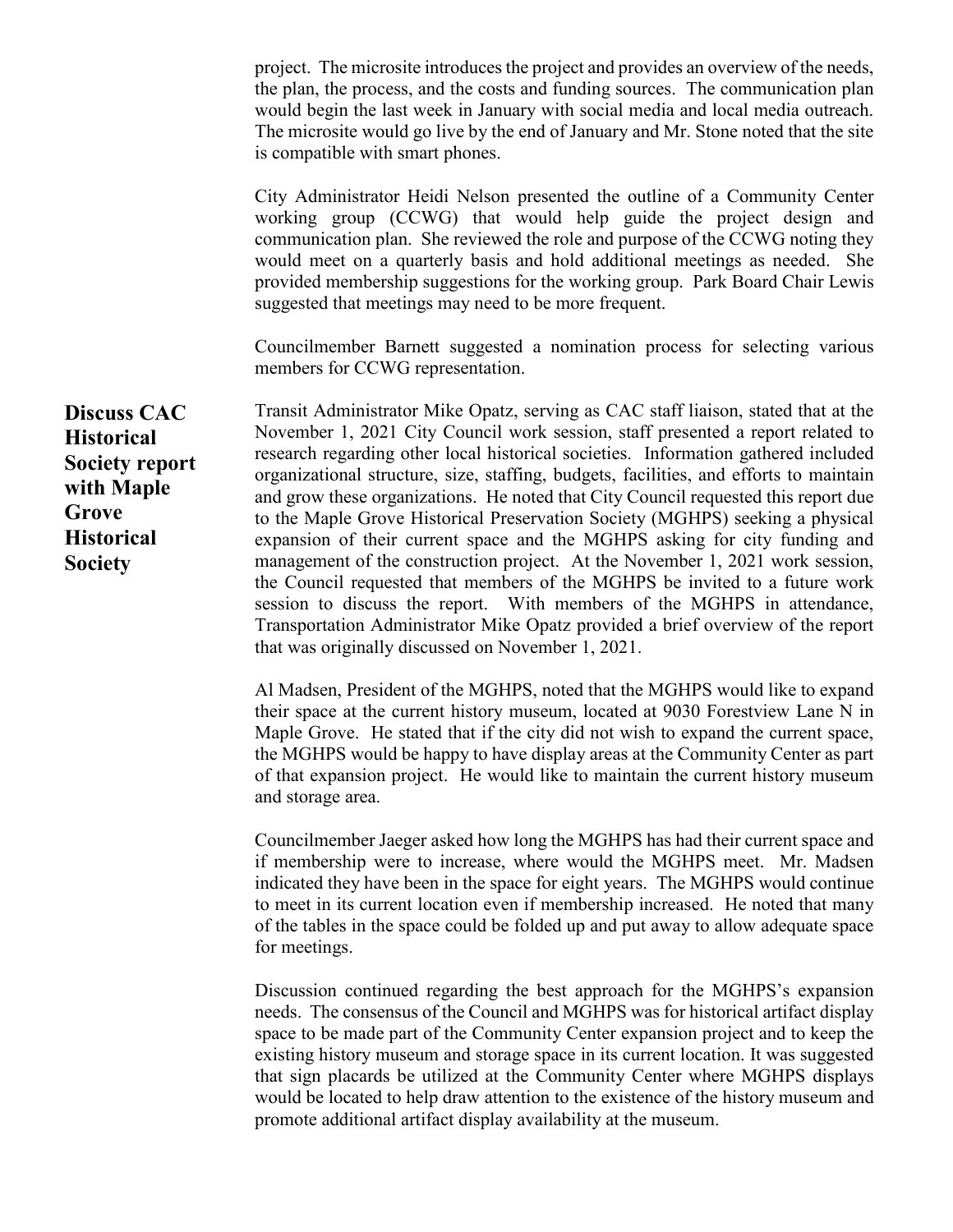project. The microsite introduces the project and provides an overview of the needs, the plan, the process, and the costs and funding sources. The communication plan would begin the last week in January with social media and local media outreach. The microsite would go live by the end of January and Mr. Stone noted that the site is compatible with smart phones.

City Administrator Heidi Nelson presented the outline of a Community Center working group (CCWG) that would help guide the project design and communication plan. She reviewed the role and purpose of the CCWG noting they would meet on a quarterly basis and hold additional meetings as needed. She provided membership suggestions for the working group. Park Board Chair Lewis suggested that meetings may need to be more frequent.

Councilmember Barnett suggested a nomination process for selecting various members for CCWG representation.

**Discuss CAC Historical Society report with Maple Grove Historical Society**

Transit Administrator Mike Opatz, serving as CAC staff liaison, stated that at the November 1, 2021 City Council work session, staff presented a report related to research regarding other local historical societies. Information gathered included organizational structure, size, staffing, budgets, facilities, and efforts to maintain and grow these organizations. He noted that City Council requested this report due to the Maple Grove Historical Preservation Society (MGHPS) seeking a physical expansion of their current space and the MGHPS asking for city funding and management of the construction project. At the November 1, 2021 work session, the Council requested that members of the MGHPS be invited to a future work session to discuss the report. With members of the MGHPS in attendance, Transportation Administrator Mike Opatz provided a brief overview of the report that was originally discussed on November 1, 2021.

Al Madsen, President of the MGHPS, noted that the MGHPS would like to expand their space at the current history museum, located at 9030 Forestview Lane N in Maple Grove. He stated that if the city did not wish to expand the current space, the MGHPS would be happy to have display areas at the Community Center as part of that expansion project. He would like to maintain the current history museum and storage area.

Councilmember Jaeger asked how long the MGHPS has had their current space and if membership were to increase, where would the MGHPS meet. Mr. Madsen indicated they have been in the space for eight years. The MGHPS would continue to meet in its current location even if membership increased. He noted that many of the tables in the space could be folded up and put away to allow adequate space for meetings.

Discussion continued regarding the best approach for the MGHPS's expansion needs. The consensus of the Council and MGHPS was for historical artifact display space to be made part of the Community Center expansion project and to keep the existing history museum and storage space in its current location. It was suggested that sign placards be utilized at the Community Center where MGHPS displays would be located to help draw attention to the existence of the history museum and promote additional artifact display availability at the museum.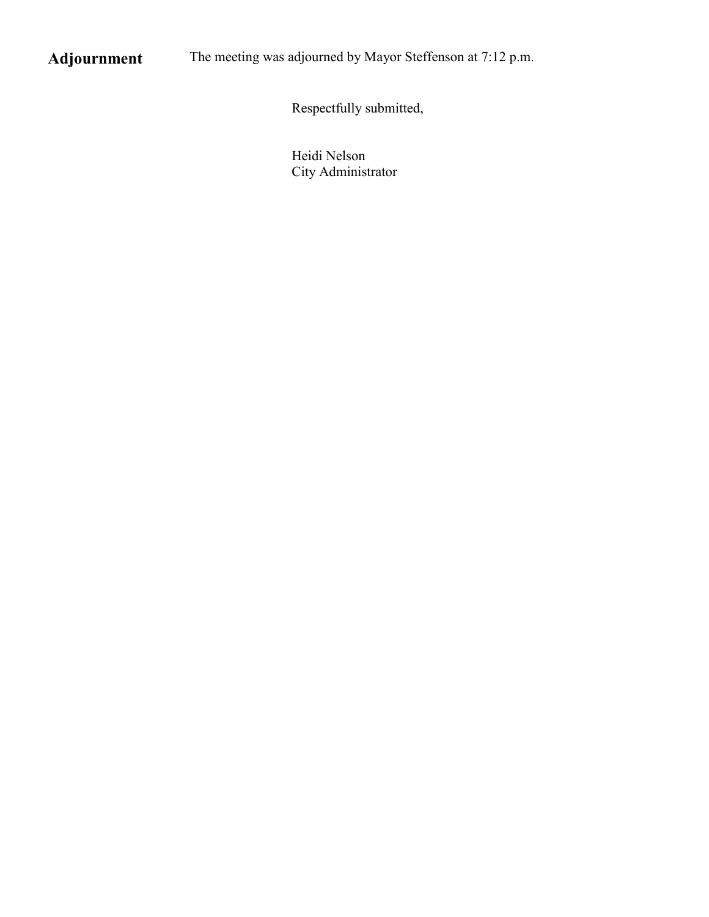**Adjournment** The meeting was adjourned by Mayor Steffenson at 7:12 p.m.

Respectfully submitted,

Heidi Nelson
City Administrator